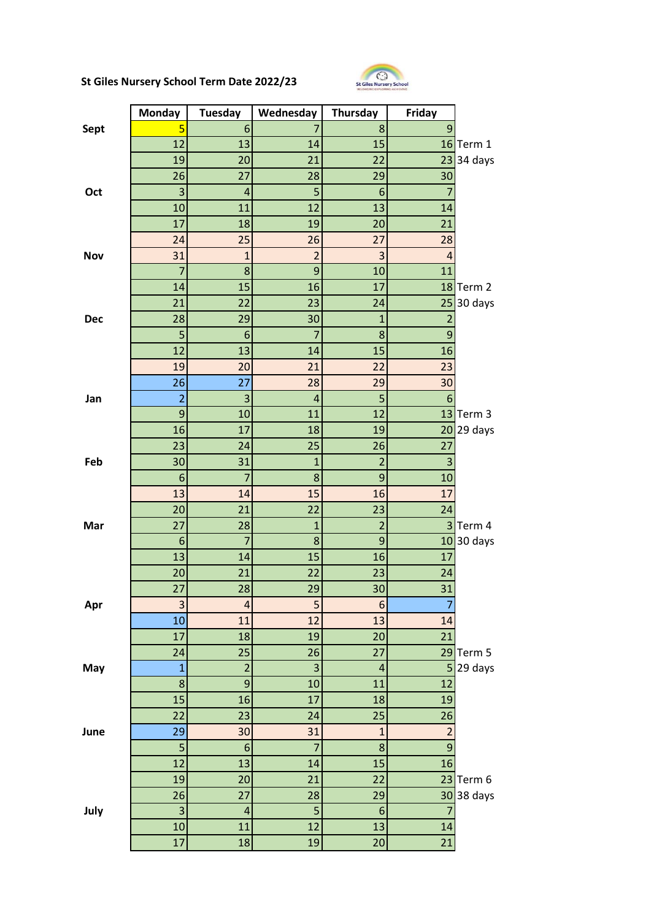# St Giles Nursery School Term Date 2022/23

| | Monday | Tuesday | Wednesday | Thursday | Friday | |
|---|---|---|---|---|---|---|
| Sept | 5 | 6 | 7 | 8 | 9 | |
| | 12 | 13 | 14 | 15 | 16 | Term 1 |
| | 19 | 20 | 21 | 22 | 23 | 34 days |
| | 26 | 27 | 28 | 29 | 30 | |
| Oct | 3 | 4 | 5 | 6 | 7 | |
| | 10 | 11 | 12 | 13 | 14 | |
| | 17 | 18 | 19 | 20 | 21 | |
| | 24 | 25 | 26 | 27 | 28 | |
| Nov | 31 | 1 | 2 | 3 | 4 | |
| | 7 | 8 | 9 | 10 | 11 | |
| | 14 | 15 | 16 | 17 | 18 | Term 2 |
| | 21 | 22 | 23 | 24 | 25 | 30 days |
| Dec | 28 | 29 | 30 | 1 | 2 | |
| | 5 | 6 | 7 | 8 | 9 | |
| | 12 | 13 | 14 | 15 | 16 | |
| | 19 | 20 | 21 | 22 | 23 | |
| | 26 | 27 | 28 | 29 | 30 | |
| Jan | 2 | 3 | 4 | 5 | 6 | |
| | 9 | 10 | 11 | 12 | 13 | Term 3 |
| | 16 | 17 | 18 | 19 | 20 | 29 days |
| | 23 | 24 | 25 | 26 | 27 | |
| Feb | 30 | 31 | 1 | 2 | 3 | |
| | 6 | 7 | 8 | 9 | 10 | |
| | 13 | 14 | 15 | 16 | 17 | |
| | 20 | 21 | 22 | 23 | 24 | |
| Mar | 27 | 28 | 1 | 2 | 3 | Term 4 |
| | 6 | 7 | 8 | 9 | 10 | 30 days |
| | 13 | 14 | 15 | 16 | 17 | |
| | 20 | 21 | 22 | 23 | 24 | |
| | 27 | 28 | 29 | 30 | 31 | |
| Apr | 3 | 4 | 5 | 6 | 7 | |
| | 10 | 11 | 12 | 13 | 14 | |
| | 17 | 18 | 19 | 20 | 21 | |
| | 24 | 25 | 26 | 27 | 29 | Term 5 |
| May | 1 | 2 | 3 | 4 | 5 | 29 days |
| | 8 | 9 | 10 | 11 | 12 | |
| | 15 | 16 | 17 | 18 | 19 | |
| | 22 | 23 | 24 | 25 | 26 | |
| June | 29 | 30 | 31 | 1 | 2 | |
| | 5 | 6 | 7 | 8 | 9 | |
| | 12 | 13 | 14 | 15 | 16 | |
| | 19 | 20 | 21 | 22 | 23 | Term 6 |
| | 26 | 27 | 28 | 29 | 30 | 38 days |
| July | 3 | 4 | 5 | 6 | 7 | |
| | 10 | 11 | 12 | 13 | 14 | |
| | 17 | 18 | 19 | 20 | 21 | |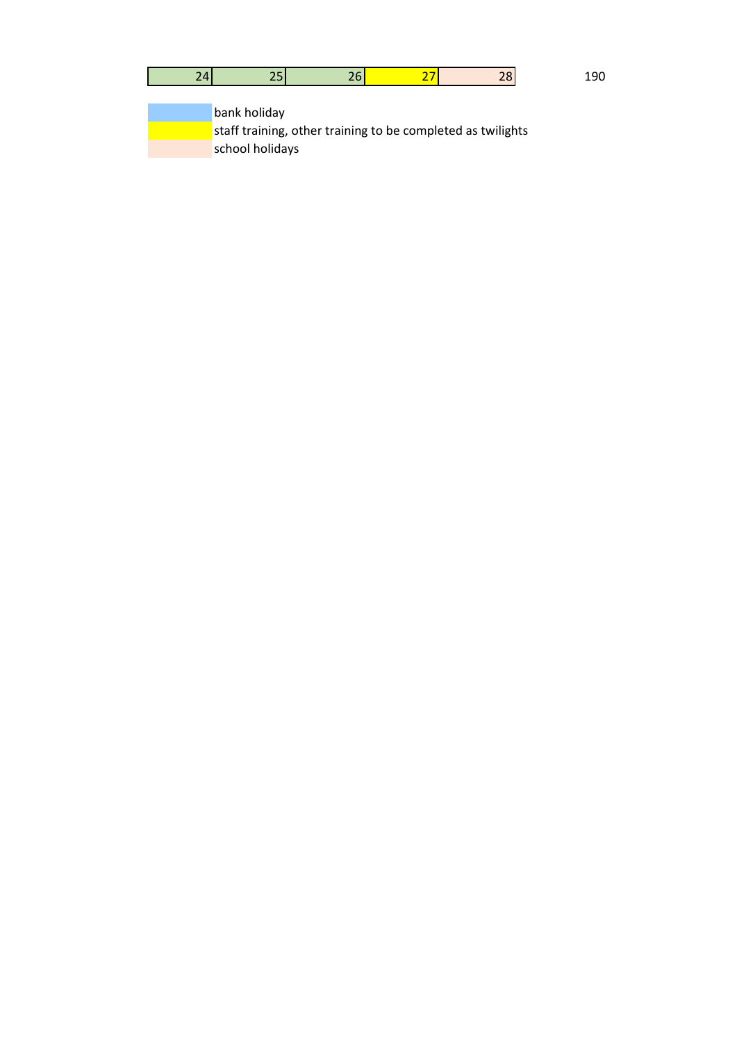| | | | | | |
|---|---|---|---|---|---|
| 24 | 25 | 26 | 27 | 28 | 190 |

| | |
|---|---|
| | bank holiday |
| | staff training, other training to be completed as twilights |
| | school holidays |